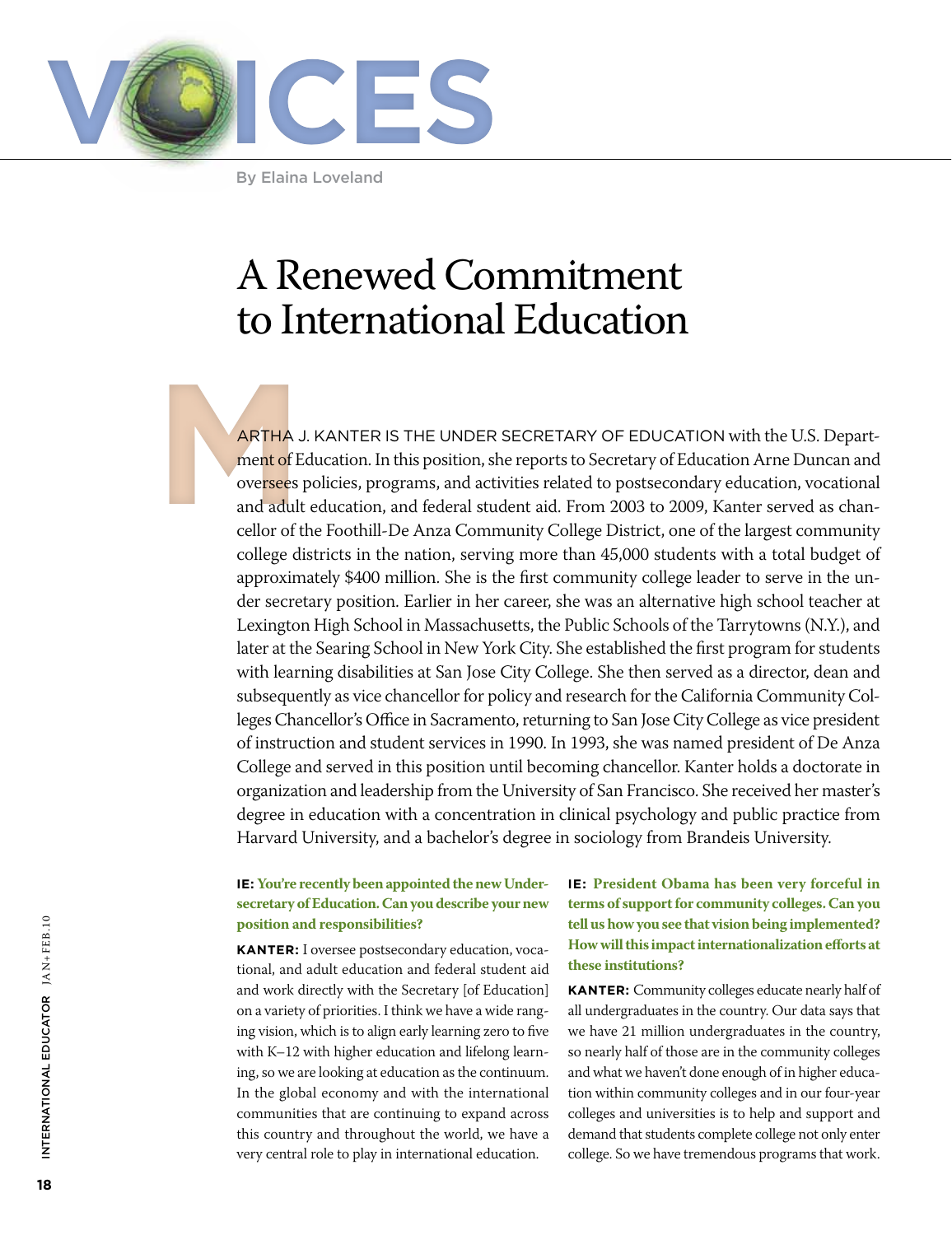# VOICES

By Elaina Loveland

## A Renewed Commitment to International Education

MARTHA J. KANTER IS THE UNDER SECRETARY OF EDUCATION with the U.S. Department of Education. In this position, she reports to Secretary of Education Arne Duncan and oversees policies, programs, and activities related to postsecondary education, vocational and adult education, and federal student aid. From 2003 to 2009, Kanter served as chancellor of the Foothill-De Anza Community College District, one of the largest community college districts in the nation, serving more than 45,000 students with a total budget of approximately $400 million. She is the first community college leader to serve in the under secretary position. Earlier in her career, she was an alternative high school teacher at Lexington High School in Massachusetts, the Public Schools of the Tarrytowns (N.Y.), and later at the Searing School in New York City. She established the first program for students with learning disabilities at San Jose City College. She then served as a director, dean and subsequently as vice chancellor for policy and research for the California Community Colleges Chancellor's Office in Sacramento, returning to San Jose City College as vice president of instruction and student services in 1990. In 1993, she was named president of De Anza College and served in this position until becoming chancellor. Kanter holds a doctorate in organization and leadership from the University of San Francisco. She received her master's degree in education with a concentration in clinical psychology and public practice from Harvard University, and a bachelor's degree in sociology from Brandeis University.

**IE: You're recently been appointed the new Undersecretary of Education. Can you describe your new position and responsibilities?**

**KANTER:** I oversee postsecondary education, vocational, and adult education and federal student aid and work directly with the Secretary [of Education] on a variety of priorities. I think we have a wide ranging vision, which is to align early learning zero to five with K–12 with higher education and lifelong learning, so we are looking at education as the continuum. In the global economy and with the international communities that are continuing to expand across this country and throughout the world, we have a very central role to play in international education.

**IE: President Obama has been very forceful in terms of support for community colleges. Can you tell us how you see that vision being implemented? How will this impact internationalization efforts at these institutions?**

**KANTER:** Community colleges educate nearly half of all undergraduates in the country. Our data says that we have 21 million undergraduates in the country, so nearly half of those are in the community colleges and what we haven't done enough of in higher education within community colleges and in our four-year colleges and universities is to help and support and demand that students complete college not only enter college. So we have tremendous programs that work.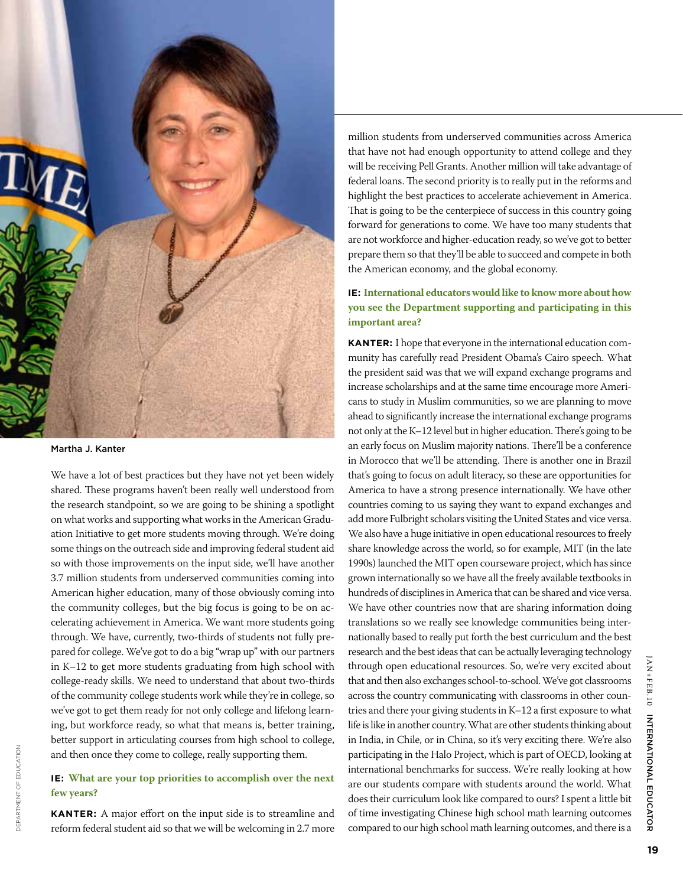Martha J. Kanter

We have a lot of best practices but they have not yet been widely shared. These programs haven't been really well understood from the research standpoint, so we are going to be shining a spotlight on what works and supporting what works in the American Graduation Initiative to get more students moving through. We're doing some things on the outreach side and improving federal student aid so with those improvements on the input side, we'll have another 3.7 million students from underserved communities coming into American higher education, many of those obviously coming into the community colleges, but the big focus is going to be on accelerating achievement in America. We want more students going through. We have, currently, two-thirds of students not fully prepared for college. We've got to do a big "wrap up" with our partners in K–12 to get more students graduating from high school with college-ready skills. We need to understand that about two-thirds of the community college students work while they're in college, so we've got to get them ready for not only college and lifelong learning, but workforce ready, so what that means is, better training, better support in articulating courses from high school to college, and then once they come to college, really supporting them.

**IE: What are your top priorities to accomplish over the next few years?**

**KANTER:** A major effort on the input side is to streamline and reform federal student aid so that we will be welcoming in 2.7 more million students from underserved communities across America that have not had enough opportunity to attend college and they will be receiving Pell Grants. Another million will take advantage of federal loans. The second priority is to really put in the reforms and highlight the best practices to accelerate achievement in America. That is going to be the centerpiece of success in this country going forward for generations to come. We have too many students that are not workforce and higher-education ready, so we've got to better prepare them so that they'll be able to succeed and compete in both the American economy, and the global economy.

**IE: International educators would like to know more about how you see the Department supporting and participating in this important area?**

**KANTER:** I hope that everyone in the international education community has carefully read President Obama's Cairo speech. What the president said was that we will expand exchange programs and increase scholarships and at the same time encourage more Americans to study in Muslim communities, so we are planning to move ahead to significantly increase the international exchange programs not only at the K–12 level but in higher education. There's going to be an early focus on Muslim majority nations. There'll be a conference in Morocco that we'll be attending. There is another one in Brazil that's going to focus on adult literacy, so these are opportunities for America to have a strong presence internationally. We have other countries coming to us saying they want to expand exchanges and add more Fulbright scholars visiting the United States and vice versa. We also have a huge initiative in open educational resources to freely share knowledge across the world, so for example, MIT (in the late 1990s) launched the MIT open courseware project, which has since grown internationally so we have all the freely available textbooks in hundreds of disciplines in America that can be shared and vice versa. We have other countries now that are sharing information doing translations so we really see knowledge communities being internationally based to really put forth the best curriculum and the best research and the best ideas that can be actually leveraging technology through open educational resources. So, we're very excited about that and then also exchanges school-to-school. We've got classrooms across the country communicating with classrooms in other countries and there your giving students in K–12 a first exposure to what life is like in another country. What are other students thinking about in India, in Chile, or in China, so it's very exciting there. We're also participating in the Halo Project, which is part of OECD, looking at international benchmarks for success. We're really looking at how are our students compare with students around the world. What does their curriculum look like compared to ours? I spent a little bit of time investigating Chinese high school math learning outcomes compared to our high school math learning outcomes, and there is a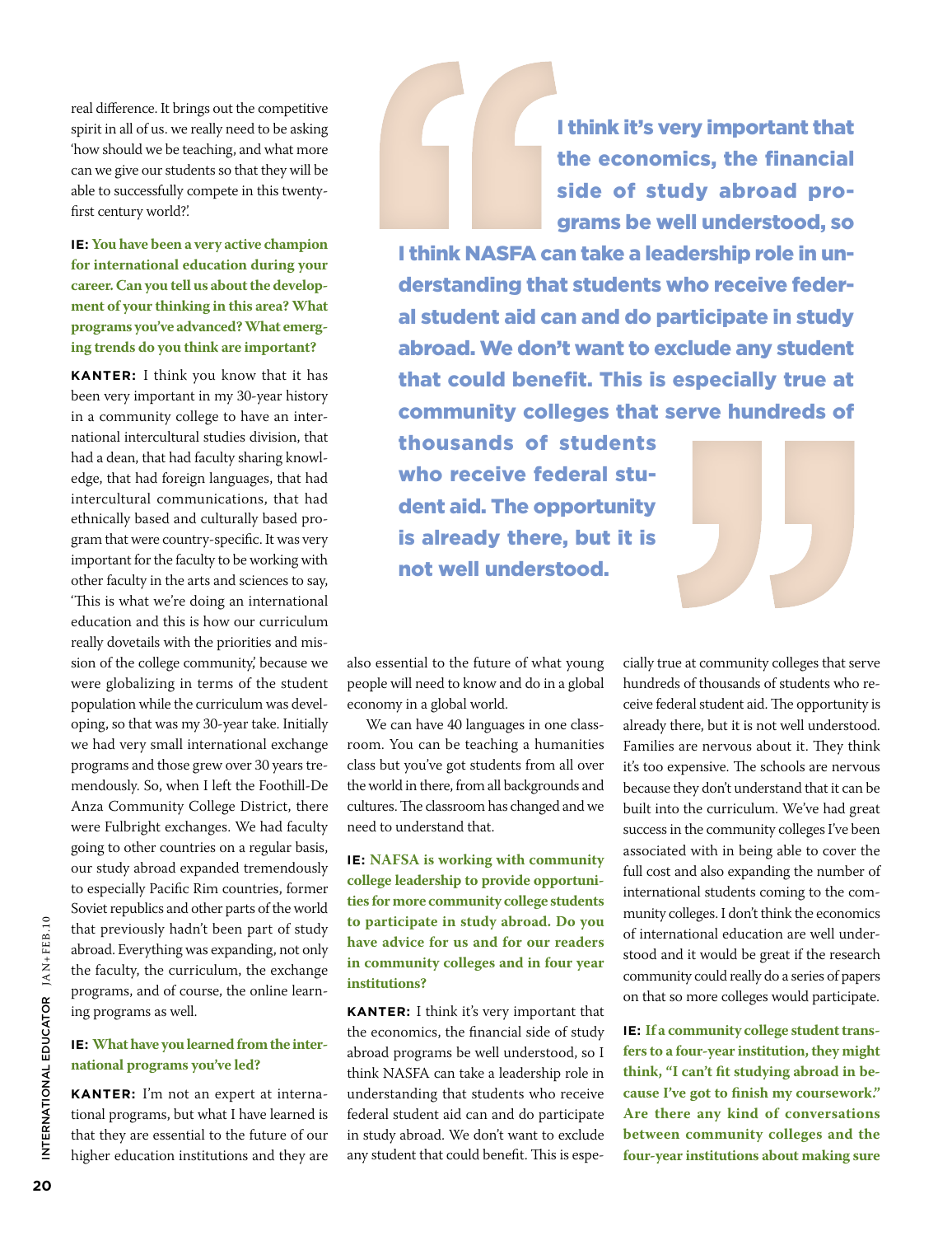real difference. It brings out the competitive spirit in all of us. we really need to be asking 'how should we be teaching, and what more can we give our students so that they will be able to successfully compete in this twenty-first century world?'.

**IE: You have been a very active champion for international education during your career. Can you tell us about the development of your thinking in this area? What programs you've advanced? What emerging trends do you think are important?**

**KANTER:** I think you know that it has been very important in my 30-year history in a community college to have an international intercultural studies division, that had a dean, that had faculty sharing knowledge, that had foreign languages, that had intercultural communications, that had ethnically based and culturally based program that were country-specific. It was very important for the faculty to be working with other faculty in the arts and sciences to say, 'This is what we're doing an international education and this is how our curriculum really dovetails with the priorities and mission of the college community,' because we were globalizing in terms of the student population while the curriculum was developing, so that was my 30-year take. Initially we had very small international exchange programs and those grew over 30 years tremendously. So, when I left the Foothill-De Anza Community College District, there were Fulbright exchanges. We had faculty going to other countries on a regular basis, our study abroad expanded tremendously to especially Pacific Rim countries, former Soviet republics and other parts of the world that previously hadn't been part of study abroad. Everything was expanding, not only the faculty, the curriculum, the exchange programs, and of course, the online learning programs as well.

**IE: What have you learned from the international programs you've led?**

**KANTER:** I'm not an expert at international programs, but what I have learned is that they are essential to the future of our higher education institutions and they are also essential to the future of what young people will need to know and do in a global economy in a global world.

We can have 40 languages in one classroom. You can be teaching a humanities class but you've got students from all over the world in there, from all backgrounds and cultures. The classroom has changed and we need to understand that.

**IE: NAFSA is working with community college leadership to provide opportunities for more community college students to participate in study abroad. Do you have advice for us and for our readers in community colleges and in four year institutions?**

**KANTER:** I think it's very important that the economics, the financial side of study abroad programs be well understood, so I think NASFA can take a leadership role in understanding that students who receive federal student aid can and do participate in study abroad. We don't want to exclude any student that could benefit. This is especially true at community colleges that serve hundreds of thousands of students who receive federal student aid. The opportunity is already there, but it is not well understood. Families are nervous about it. They think it's too expensive. The schools are nervous because they don't understand that it can be built into the curriculum. We've had great success in the community colleges I've been associated with in being able to cover the full cost and also expanding the number of international students coming to the community colleges. I don't think the economics of international education are well understood and it would be great if the research community could really do a series of papers on that so more colleges would participate.

> **I think it's very important that the economics, the financial side of study abroad programs be well understood, so I think NASFA can take a leadership role in understanding that students who receive federal student aid can and do participate in study abroad. We don't want to exclude any student that could benefit. This is especially true at community colleges that serve hundreds of thousands of students who receive federal student aid. The opportunity is already there, but it is not well understood.**

**IE: If a community college student transfers to a four-year institution, they might think, "I can't fit studying abroad in because I've got to finish my coursework." Are there any kind of conversations between community colleges and the four-year institutions about making sure**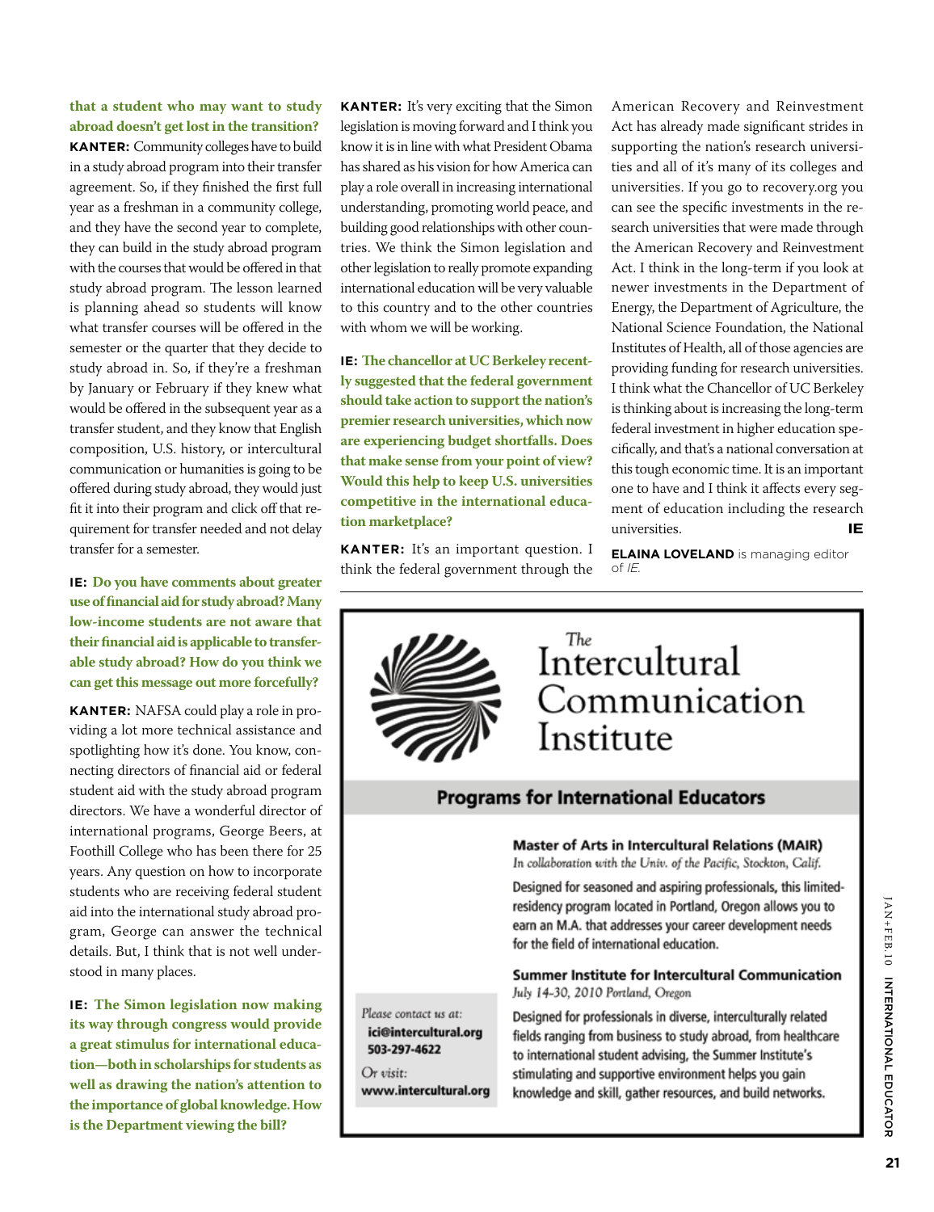**that a student who may want to study abroad doesn't get lost in the transition?**

**KANTER:** Community colleges have to build in a study abroad program into their transfer agreement. So, if they finished the first full year as a freshman in a community college, and they have the second year to complete, they can build in the study abroad program with the courses that would be offered in that study abroad program. The lesson learned is planning ahead so students will know what transfer courses will be offered in the semester or the quarter that they decide to study abroad in. So, if they're a freshman by January or February if they knew what would be offered in the subsequent year as a transfer student, and they know that English composition, U.S. history, or intercultural communication or humanities is going to be offered during study abroad, they would just fit it into their program and click off that requirement for transfer needed and not delay transfer for a semester.

**IE: Do you have comments about greater use of financial aid for study abroad? Many low-income students are not aware that their financial aid is applicable to transferable study abroad? How do you think we can get this message out more forcefully?**

**KANTER:** NAFSA could play a role in providing a lot more technical assistance and spotlighting how it's done. You know, connecting directors of financial aid or federal student aid with the study abroad program directors. We have a wonderful director of international programs, George Beers, at Foothill College who has been there for 25 years. Any question on how to incorporate students who are receiving federal student aid into the international study abroad program, George can answer the technical details. But, I think that is not well understood in many places.

**IE: The Simon legislation now making its way through congress would provide a great stimulus for international education—both in scholarships for students as well as drawing the nation's attention to the importance of global knowledge. How is the Department viewing the bill?**

**KANTER:** It's very exciting that the Simon legislation is moving forward and I think you know it is in line with what President Obama has shared as his vision for how America can play a role overall in increasing international understanding, promoting world peace, and building good relationships with other countries. We think the Simon legislation and other legislation to really promote expanding international education will be very valuable to this country and to the other countries with whom we will be working.

**IE: The chancellor at UC Berkeley recently suggested that the federal government should take action to support the nation's premier research universities, which now are experiencing budget shortfalls. Does that make sense from your point of view? Would this help to keep U.S. universities competitive in the international education marketplace?**

**KANTER:** It's an important question. I think the federal government through the American Recovery and Reinvestment Act has already made significant strides in supporting the nation's research universities and all of it's many of its colleges and universities. If you go to recovery.org you can see the specific investments in the research universities that were made through the American Recovery and Reinvestment Act. I think in the long-term if you look at newer investments in the Department of Energy, the Department of Agriculture, the National Science Foundation, the National Institutes of Health, all of those agencies are providing funding for research universities. I think what the Chancellor of UC Berkeley is thinking about is increasing the long-term federal investment in higher education specifically, and that's a national conversation at this tough economic time. It is an important one to have and I think it affects every segment of education including the research universities. **IE**

**ELAINA LOVELAND** is managing editor of *IE.*

---

The Intercultural Communication Institute

**Programs for International Educators**

**Master of Arts in Intercultural Relations (MAIR)**
*In collaboration with the Univ. of the Pacific, Stockton, Calif.*

Designed for seasoned and aspiring professionals, this limited-residency program located in Portland, Oregon allows you to earn an M.A. that addresses your career development needs for the field of international education.

**Summer Institute for Intercultural Communication**
*July 14-30, 2010 Portland, Oregon*

Designed for professionals in diverse, interculturally related fields ranging from business to study abroad, from healthcare to international student advising, the Summer Institute's stimulating and supportive environment helps you gain knowledge and skill, gather resources, and build networks.

*Please contact us at:*
**ici@intercultural.org**
**503-297-4622**
*Or visit:*
**www.intercultural.org**